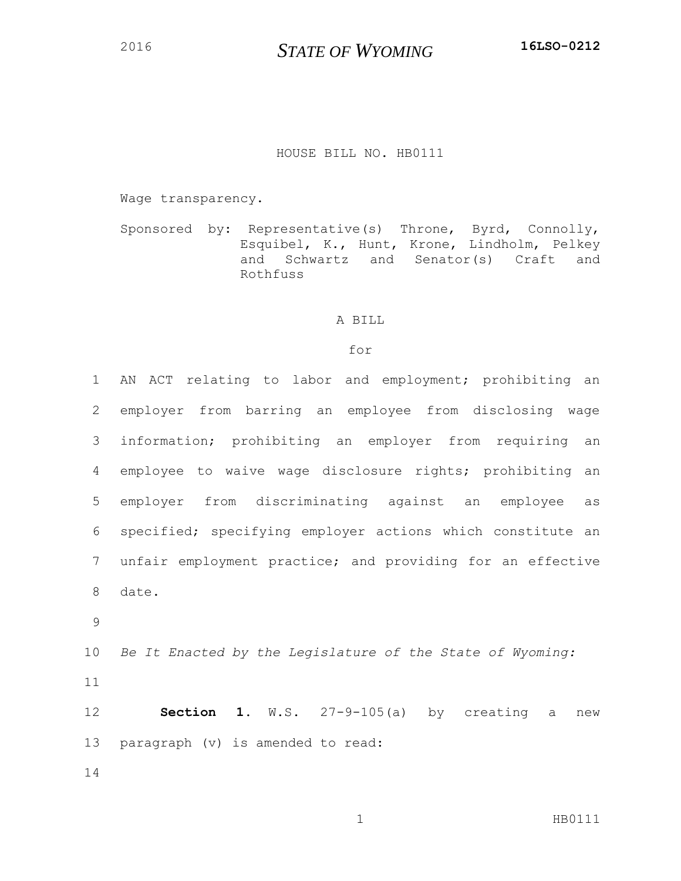2016 **STATE OF WYOMING** **16LSO-0212**

HOUSE BILL NO. HB0111

Wage transparency.

Sponsored by: Representative(s) Throne, Byrd, Connolly, Esquibel, K., Hunt, Krone, Lindholm, Pelkey and Schwartz and Senator(s) Craft and Rothfuss

A BILL

for

AN ACT relating to labor and employment; prohibiting an employer from barring an employee from disclosing wage information; prohibiting an employer from requiring an employee to waive wage disclosure rights; prohibiting an employer from discriminating against an employee as specified; specifying employer actions which constitute an unfair employment practice; and providing for an effective date.

*Be It Enacted by the Legislature of the State of Wyoming:*

**Section 1.** W.S. 27-9-105(a) by creating a new paragraph (v) is amended to read: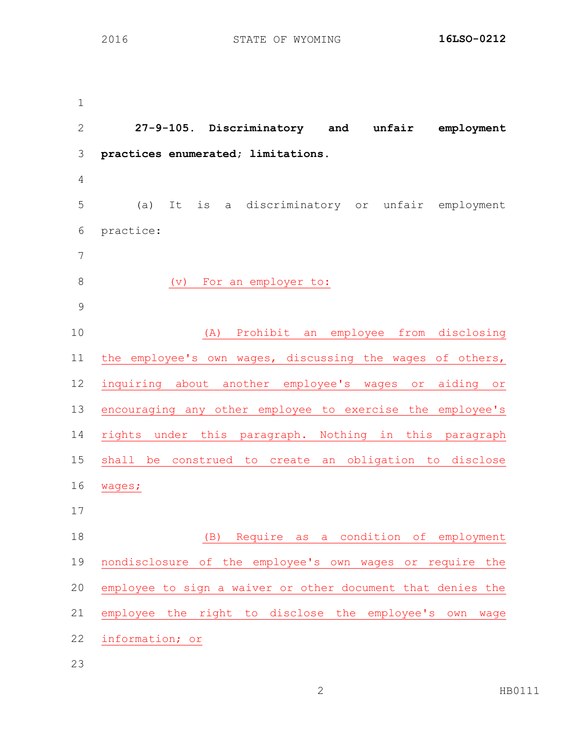**27-9-105. Discriminatory and unfair employment practices enumerated; limitations.**

(a) It is a discriminatory or unfair employment practice:

(v) For an employer to:

(A) Prohibit an employee from disclosing the employee's own wages, discussing the wages of others, inquiring about another employee's wages or aiding or encouraging any other employee to exercise the employee's rights under this paragraph. Nothing in this paragraph shall be construed to create an obligation to disclose wages;

(B) Require as a condition of employment nondisclosure of the employee's own wages or require the employee to sign a waiver or other document that denies the employee the right to disclose the employee's own wage information; or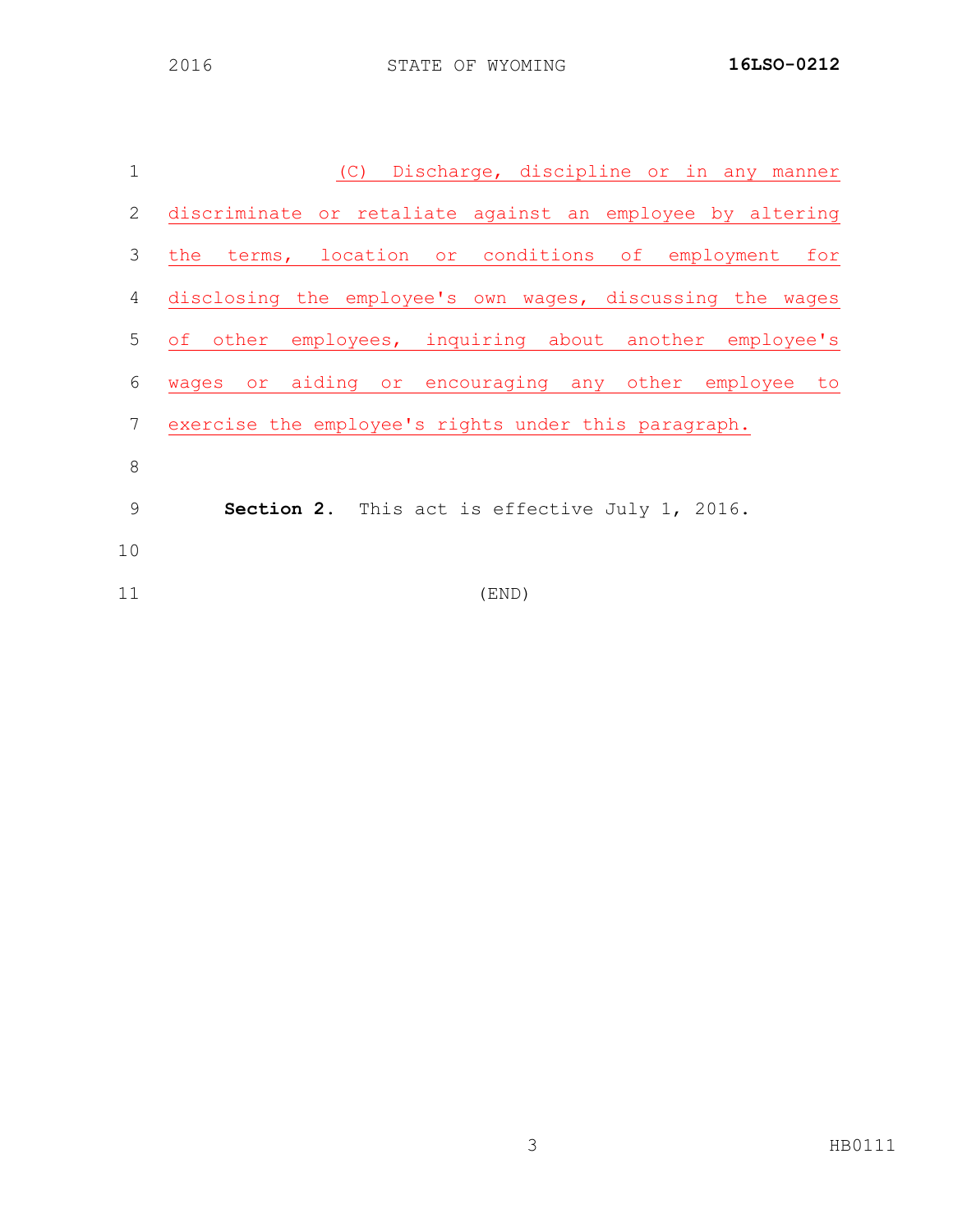(C) Discharge, discipline or in any manner discriminate or retaliate against an employee by altering the terms, location or conditions of employment for disclosing the employee's own wages, discussing the wages of other employees, inquiring about another employee's wages or aiding or encouraging any other employee to exercise the employee's rights under this paragraph.

**Section 2.** This act is effective July 1, 2016.

(END)